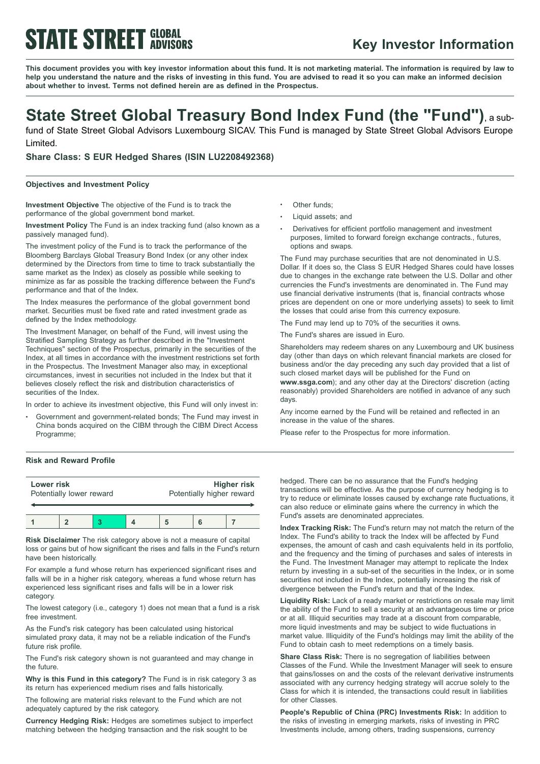**STATE STREET GLOBAL ADVISORS**

## Key Investor Information

**This document provides you with key investor information about this fund. It is not marketing material. The information is required by law to help you understand the nature and the risks of investing in this fund. You are advised to read it so you can make an informed decision about whether to invest. Terms not defined herein are as defined in the Prospectus.**

# State Street Global Treasury Bond Index Fund (the "Fund"), a sub-fund of State Street Global Advisors Luxembourg SICAV. This Fund is managed by State Street Global Advisors Europe Limited.

### Share Class: S EUR Hedged Shares (ISIN LU2208492368)

#### Objectives and Investment Policy

**Investment Objective** The objective of the Fund is to track the performance of the global government bond market.

**Investment Policy** The Fund is an index tracking fund (also known as a passively managed fund).

The investment policy of the Fund is to track the performance of the Bloomberg Barclays Global Treasury Bond Index (or any other index determined by the Directors from time to time to track substantially the same market as the Index) as closely as possible while seeking to minimize as far as possible the tracking difference between the Fund's performance and that of the Index.

The Index measures the performance of the global government bond market. Securities must be fixed rate and rated investment grade as defined by the Index methodology.

The Investment Manager, on behalf of the Fund, will invest using the Stratified Sampling Strategy as further described in the "Investment Techniques" section of the Prospectus, primarily in the securities of the Index, at all times in accordance with the investment restrictions set forth in the Prospectus. The Investment Manager also may, in exceptional circumstances, invest in securities not included in the Index but that it believes closely reflect the risk and distribution characteristics of securities of the Index.

In order to achieve its investment objective, this Fund will only invest in:

- Government and government-related bonds; The Fund may invest in China bonds acquired on the CIBM through the CIBM Direct Access Programme;
- Other funds;
- Liquid assets; and
- Derivatives for efficient portfolio management and investment purposes, limited to forward foreign exchange contracts., futures, options and swaps.

The Fund may purchase securities that are not denominated in U.S. Dollar. If it does so, the Class S EUR Hedged Shares could have losses due to changes in the exchange rate between the U.S. Dollar and other currencies the Fund's investments are denominated in. The Fund may use financial derivative instruments (that is, financial contracts whose prices are dependent on one or more underlying assets) to seek to limit the losses that could arise from this currency exposure.

The Fund may lend up to 70% of the securities it owns.

The Fund's shares are issued in Euro.

Shareholders may redeem shares on any Luxembourg and UK business day (other than days on which relevant financial markets are closed for business and/or the day preceding any such day provided that a list of such closed market days will be published for the Fund on **www.ssga.com**); and any other day at the Directors' discretion (acting reasonably) provided Shareholders are notified in advance of any such days.

Any income earned by the Fund will be retained and reflected in an increase in the value of the shares.

Please refer to the Prospectus for more information.

#### Risk and Reward Profile

| **Lower risk** Potentially lower reward | | | | | | **Higher risk** Potentially higher reward |
|---|---|---|---|---|---|---|
| 1 | 2 | **3** | 4 | 5 | 6 | 7 |

**Risk Disclaimer** The risk category above is not a measure of capital loss or gains but of how significant the rises and falls in the Fund's return have been historically.

For example a fund whose return has experienced significant rises and falls will be in a higher risk category, whereas a fund whose return has experienced less significant rises and falls will be in a lower risk category.

The lowest category (i.e., category 1) does not mean that a fund is a risk free investment.

As the Fund's risk category has been calculated using historical simulated proxy data, it may not be a reliable indication of the Fund's future risk profile.

The Fund's risk category shown is not guaranteed and may change in the future.

**Why is this Fund in this category?** The Fund is in risk category 3 as its return has experienced medium rises and falls historically.

The following are material risks relevant to the Fund which are not adequately captured by the risk category.

**Currency Hedging Risk:** Hedges are sometimes subject to imperfect matching between the hedging transaction and the risk sought to be hedged. There can be no assurance that the Fund's hedging transactions will be effective. As the purpose of currency hedging is to try to reduce or eliminate losses caused by exchange rate fluctuations, it can also reduce or eliminate gains where the currency in which the Fund's assets are denominated appreciates.

**Index Tracking Risk:** The Fund's return may not match the return of the Index. The Fund's ability to track the Index will be affected by Fund expenses, the amount of cash and cash equivalents held in its portfolio, and the frequency and the timing of purchases and sales of interests in the Fund. The Investment Manager may attempt to replicate the Index return by investing in a sub-set of the securities in the Index, or in some securities not included in the Index, potentially increasing the risk of divergence between the Fund's return and that of the Index.

**Liquidity Risk:** Lack of a ready market or restrictions on resale may limit the ability of the Fund to sell a security at an advantageous time or price or at all. Illiquid securities may trade at a discount from comparable, more liquid investments and may be subject to wide fluctuations in market value. Illiquidity of the Fund's holdings may limit the ability of the Fund to obtain cash to meet redemptions on a timely basis.

**Share Class Risk:** There is no segregation of liabilities between Classes of the Fund. While the Investment Manager will seek to ensure that gains/losses on and the costs of the relevant derivative instruments associated with any currency hedging strategy will accrue solely to the Class for which it is intended, the transactions could result in liabilities for other Classes.

**People's Republic of China (PRC) Investments Risk:** In addition to the risks of investing in emerging markets, risks of investing in PRC Investments include, among others, trading suspensions, currency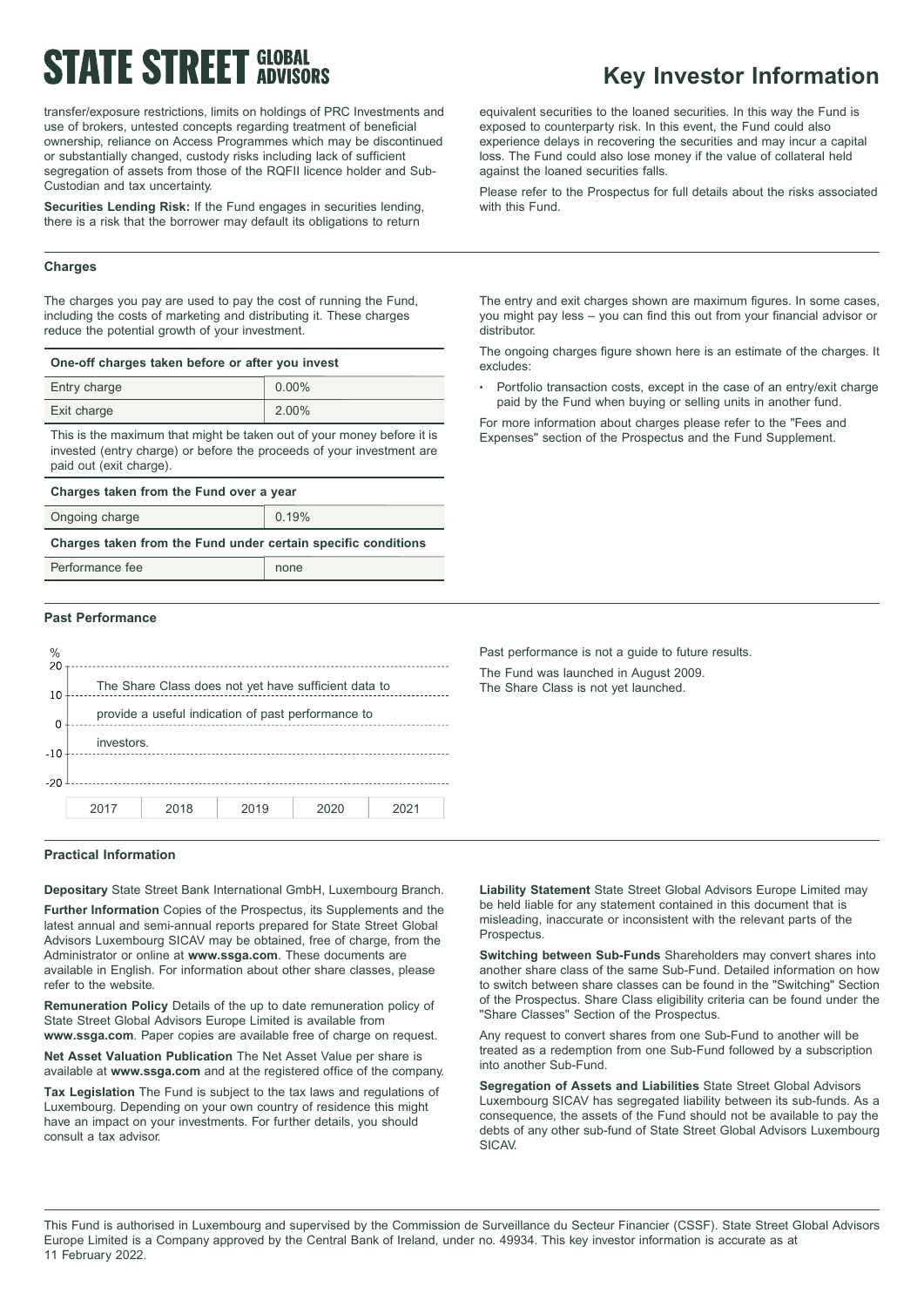transfer/exposure restrictions, limits on holdings of PRC Investments and use of brokers, untested concepts regarding treatment of beneficial ownership, reliance on Access Programmes which may be discontinued or substantially changed, custody risks including lack of sufficient segregation of assets from those of the RQFII licence holder and Sub-Custodian and tax uncertainty.

**Securities Lending Risk:** If the Fund engages in securities lending, there is a risk that the borrower may default its obligations to return equivalent securities to the loaned securities. In this way the Fund is exposed to counterparty risk. In this event, the Fund could also experience delays in recovering the securities and may incur a capital loss. The Fund could also lose money if the value of collateral held against the loaned securities falls.

Please refer to the Prospectus for full details about the risks associated with this Fund.

### Charges

The charges you pay are used to pay the cost of running the Fund, including the costs of marketing and distributing it. These charges reduce the potential growth of your investment.

| One-off charges taken before or after you invest | |
|---|---|
| Entry charge | 0.00% |
| Exit charge | 2.00% |

This is the maximum that might be taken out of your money before it is invested (entry charge) or before the proceeds of your investment are paid out (exit charge).

| Charges taken from the Fund over a year | |
|---|---|
| Ongoing charge | 0.19% |

| Charges taken from the Fund under certain specific conditions | |
|---|---|
| Performance fee | none |

The entry and exit charges shown are maximum figures. In some cases, you might pay less – you can find this out from your financial advisor or distributor.

The ongoing charges figure shown here is an estimate of the charges. It excludes:

- Portfolio transaction costs, except in the case of an entry/exit charge paid by the Fund when buying or selling units in another fund.

For more information about charges please refer to the "Fees and Expenses" section of the Prospectus and the Fund Supplement.

### Past Performance

%
20
10
0
-10
-20

The Share Class does not yet have sufficient data to provide a useful indication of past performance to investors.

2017 2018 2019 2020 2021

Past performance is not a guide to future results.

The Fund was launched in August 2009.
The Share Class is not yet launched.

### Practical Information

**Depositary** State Street Bank International GmbH, Luxembourg Branch.

**Further Information** Copies of the Prospectus, its Supplements and the latest annual and semi-annual reports prepared for State Street Global Advisors Luxembourg SICAV may be obtained, free of charge, from the Administrator or online at **www.ssga.com**. These documents are available in English. For information about other share classes, please refer to the website.

**Remuneration Policy** Details of the up to date remuneration policy of State Street Global Advisors Europe Limited is available from **www.ssga.com**. Paper copies are available free of charge on request.

**Net Asset Valuation Publication** The Net Asset Value per share is available at **www.ssga.com** and at the registered office of the company.

**Tax Legislation** The Fund is subject to the tax laws and regulations of Luxembourg. Depending on your own country of residence this might have an impact on your investments. For further details, you should consult a tax advisor.

**Liability Statement** State Street Global Advisors Europe Limited may be held liable for any statement contained in this document that is misleading, inaccurate or inconsistent with the relevant parts of the Prospectus.

**Switching between Sub-Funds** Shareholders may convert shares into another share class of the same Sub-Fund. Detailed information on how to switch between share classes can be found in the "Switching" Section of the Prospectus. Share Class eligibility criteria can be found under the "Share Classes" Section of the Prospectus.

Any request to convert shares from one Sub-Fund to another will be treated as a redemption from one Sub-Fund followed by a subscription into another Sub-Fund.

**Segregation of Assets and Liabilities** State Street Global Advisors Luxembourg SICAV has segregated liability between its sub-funds. As a consequence, the assets of the Fund should not be available to pay the debts of any other sub-fund of State Street Global Advisors Luxembourg SICAV.

This Fund is authorised in Luxembourg and supervised by the Commission de Surveillance du Secteur Financier (CSSF). State Street Global Advisors Europe Limited is a Company approved by the Central Bank of Ireland, under no. 49934. This key investor information is accurate as at 11 February 2022.